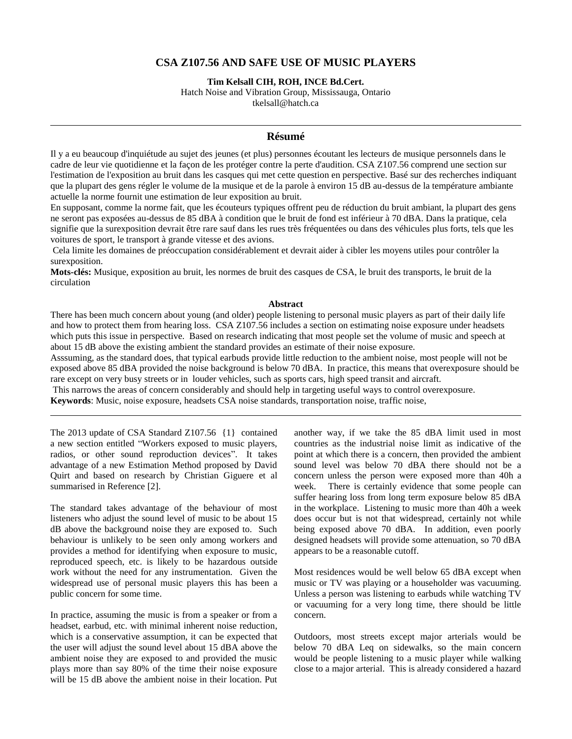# CSA Z107.56 AND SAFE USE OF MUSIC PLAYERS

**Tim Kelsall CIH, ROH, INCE Bd.Cert.**
Hatch Noise and Vibration Group, Mississauga, Ontario
tkelsall@hatch.ca

---

## Résumé

Il y a eu beaucoup d'inquiétude au sujet des jeunes (et plus) personnes écoutant les lecteurs de musique personnels dans le cadre de leur vie quotidienne et la façon de les protéger contre la perte d'audition. CSA Z107.56 comprend une section sur l'estimation de l'exposition au bruit dans les casques qui met cette question en perspective. Basé sur des recherches indiquant que la plupart des gens régler le volume de la musique et de la parole à environ 15 dB au-dessus de la température ambiante actuelle la norme fournit une estimation de leur exposition au bruit.

En supposant, comme la norme fait, que les écouteurs typiques offrent peu de réduction du bruit ambiant, la plupart des gens ne seront pas exposées au-dessus de 85 dBA à condition que le bruit de fond est inférieur à 70 dBA. Dans la pratique, cela signifie que la surexposition devrait être rare sauf dans les rues très fréquentées ou dans des véhicules plus forts, tels que les voitures de sport, le transport à grande vitesse et des avions.

Cela limite les domaines de préoccupation considérablement et devrait aider à cibler les moyens utiles pour contrôler la surexposition.

**Mots-clés:** Musique, exposition au bruit, les normes de bruit des casques de CSA, le bruit des transports, le bruit de la circulation

### Abstract

There has been much concern about young (and older) people listening to personal music players as part of their daily life and how to protect them from hearing loss. CSA Z107.56 includes a section on estimating noise exposure under headsets which puts this issue in perspective. Based on research indicating that most people set the volume of music and speech at about 15 dB above the existing ambient the standard provides an estimate of their noise exposure.

Asssuming, as the standard does, that typical earbuds provide little reduction to the ambient noise, most people will not be exposed above 85 dBA provided the noise background is below 70 dBA. In practice, this means that overexposure should be rare except on very busy streets or in louder vehicles, such as sports cars, high speed transit and aircraft.

This narrows the areas of concern considerably and should help in targeting useful ways to control overexposure.

**Keywords**: Music, noise exposure, headsets CSA noise standards, transportation noise, traffic noise,

---

The 2013 update of CSA Standard Z107.56 {1} contained a new section entitled "Workers exposed to music players, radios, or other sound reproduction devices". It takes advantage of a new Estimation Method proposed by David Quirt and based on research by Christian Giguere et al summarised in Reference [2].

The standard takes advantage of the behaviour of most listeners who adjust the sound level of music to be about 15 dB above the background noise they are exposed to. Such behaviour is unlikely to be seen only among workers and provides a method for identifying when exposure to music, reproduced speech, etc. is likely to be hazardous outside work without the need for any instrumentation. Given the widespread use of personal music players this has been a public concern for some time.

In practice, assuming the music is from a speaker or from a headset, earbud, etc. with minimal inherent noise reduction, which is a conservative assumption, it can be expected that the user will adjust the sound level about 15 dBA above the ambient noise they are exposed to and provided the music plays more than say 80% of the time their noise exposure will be 15 dB above the ambient noise in their location. Put another way, if we take the 85 dBA limit used in most countries as the industrial noise limit as indicative of the point at which there is a concern, then provided the ambient sound level was below 70 dBA there should not be a concern unless the person were exposed more than 40h a week. There is certainly evidence that some people can suffer hearing loss from long term exposure below 85 dBA in the workplace. Listening to music more than 40h a week does occur but is not that widespread, certainly not while being exposed above 70 dBA. In addition, even poorly designed headsets will provide some attenuation, so 70 dBA appears to be a reasonable cutoff.

Most residences would be well below 65 dBA except when music or TV was playing or a householder was vacuuming. Unless a person was listening to earbuds while watching TV or vacuuming for a very long time, there should be little concern.

Outdoors, most streets except major arterials would be below 70 dBA Leq on sidewalks, so the main concern would be people listening to a music player while walking close to a major arterial. This is already considered a hazard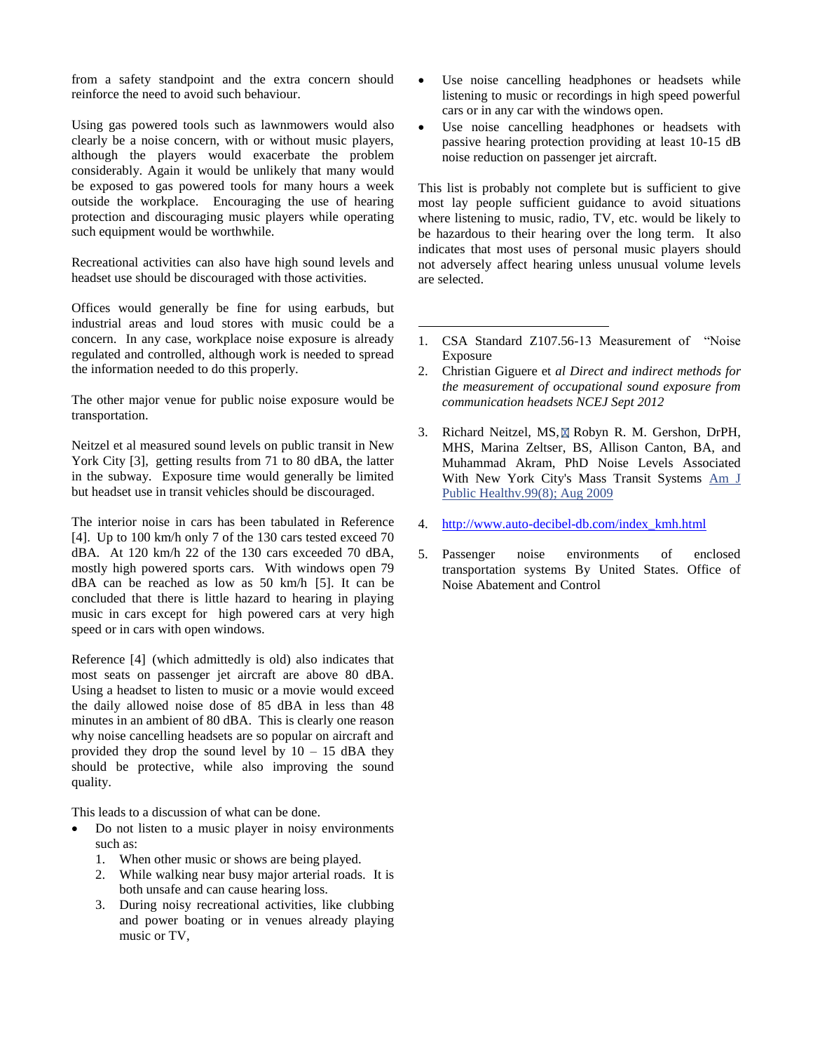from a safety standpoint and the extra concern should reinforce the need to avoid such behaviour.

Using gas powered tools such as lawnmowers would also clearly be a noise concern, with or without music players, although the players would exacerbate the problem considerably. Again it would be unlikely that many would be exposed to gas powered tools for many hours a week outside the workplace. Encouraging the use of hearing protection and discouraging music players while operating such equipment would be worthwhile.

Recreational activities can also have high sound levels and headset use should be discouraged with those activities.

Offices would generally be fine for using earbuds, but industrial areas and loud stores with music could be a concern. In any case, workplace noise exposure is already regulated and controlled, although work is needed to spread the information needed to do this properly.

The other major venue for public noise exposure would be transportation.

Neitzel et al measured sound levels on public transit in New York City [3], getting results from 71 to 80 dBA, the latter in the subway. Exposure time would generally be limited but headset use in transit vehicles should be discouraged.

The interior noise in cars has been tabulated in Reference [4]. Up to 100 km/h only 7 of the 130 cars tested exceed 70 dBA. At 120 km/h 22 of the 130 cars exceeded 70 dBA, mostly high powered sports cars. With windows open 79 dBA can be reached as low as 50 km/h [5]. It can be concluded that there is little hazard to hearing in playing music in cars except for high powered cars at very high speed or in cars with open windows.

Reference [4] (which admittedly is old) also indicates that most seats on passenger jet aircraft are above 80 dBA. Using a headset to listen to music or a movie would exceed the daily allowed noise dose of 85 dBA in less than 48 minutes in an ambient of 80 dBA. This is clearly one reason why noise cancelling headsets are so popular on aircraft and provided they drop the sound level by 10 – 15 dBA they should be protective, while also improving the sound quality.

This leads to a discussion of what can be done.

- Do not listen to a music player in noisy environments such as:
  1. When other music or shows are being played.
  2. While walking near busy major arterial roads. It is both unsafe and can cause hearing loss.
  3. During noisy recreational activities, like clubbing and power boating or in venues already playing music or TV,
- Use noise cancelling headphones or headsets while listening to music or recordings in high speed powerful cars or in any car with the windows open.
- Use noise cancelling headphones or headsets with passive hearing protection providing at least 10-15 dB noise reduction on passenger jet aircraft.

This list is probably not complete but is sufficient to give most lay people sufficient guidance to avoid situations where listening to music, radio, TV, etc. would be likely to be hazardous to their hearing over the long term. It also indicates that most uses of personal music players should not adversely affect hearing unless unusual volume levels are selected.

---

1. CSA Standard Z107.56-13 Measurement of "Noise Exposure
2. Christian Giguere et *al Direct and indirect methods for the measurement of occupational sound exposure from communication headsets NCEJ Sept 2012*
3. Richard Neitzel, MS, Robyn R. M. Gershon, DrPH, MHS, Marina Zeltser, BS, Allison Canton, BA, and Muhammad Akram, PhD Noise Levels Associated With New York City's Mass Transit Systems Am J Public Healthv.99(8); Aug 2009
4. http://www.auto-decibel-db.com/index_kmh.html
5. Passenger noise environments of enclosed transportation systems By United States. Office of Noise Abatement and Control